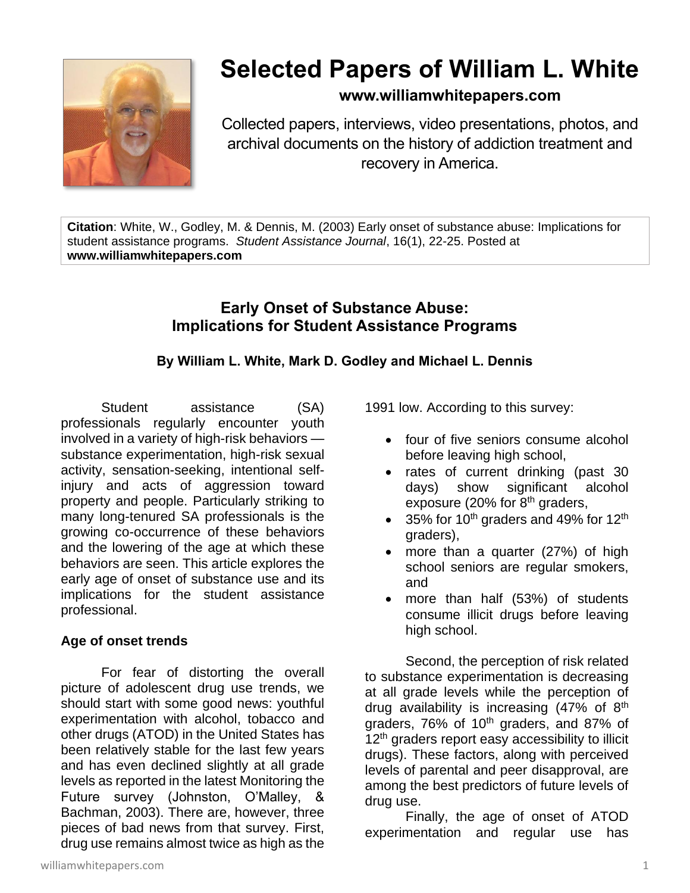# Selected Papers of William L. White

**www.williamwhitepapers.com**

Collected papers, interviews, video presentations, photos, and archival documents on the history of addiction treatment and recovery in America.

**Citation**: White, W., Godley, M. & Dennis, M. (2003) Early onset of substance abuse: Implications for student assistance programs. *Student Assistance Journal*, 16(1), 22-25. Posted at **www.williamwhitepapers.com**

## Early Onset of Substance Abuse: Implications for Student Assistance Programs

**By William L. White, Mark D. Godley and Michael L. Dennis**

Student assistance (SA) professionals regularly encounter youth involved in a variety of high-risk behaviors — substance experimentation, high-risk sexual activity, sensation-seeking, intentional self-injury and acts of aggression toward property and people. Particularly striking to many long-tenured SA professionals is the growing co-occurrence of these behaviors and the lowering of the age at which these behaviors are seen. This article explores the early age of onset of substance use and its implications for the student assistance professional.

### Age of onset trends

For fear of distorting the overall picture of adolescent drug use trends, we should start with some good news: youthful experimentation with alcohol, tobacco and other drugs (ATOD) in the United States has been relatively stable for the last few years and has even declined slightly at all grade levels as reported in the latest Monitoring the Future survey (Johnston, O'Malley, & Bachman, 2003). There are, however, three pieces of bad news from that survey. First, drug use remains almost twice as high as the 1991 low. According to this survey:

- four of five seniors consume alcohol before leaving high school,
- rates of current drinking (past 30 days) show significant alcohol exposure (20% for 8th graders,
- 35% for 10th graders and 49% for 12th graders),
- more than a quarter (27%) of high school seniors are regular smokers, and
- more than half (53%) of students consume illicit drugs before leaving high school.

Second, the perception of risk related to substance experimentation is decreasing at all grade levels while the perception of drug availability is increasing (47% of 8th graders, 76% of 10th graders, and 87% of 12th graders report easy accessibility to illicit drugs). These factors, along with perceived levels of parental and peer disapproval, are among the best predictors of future levels of drug use.

Finally, the age of onset of ATOD experimentation and regular use has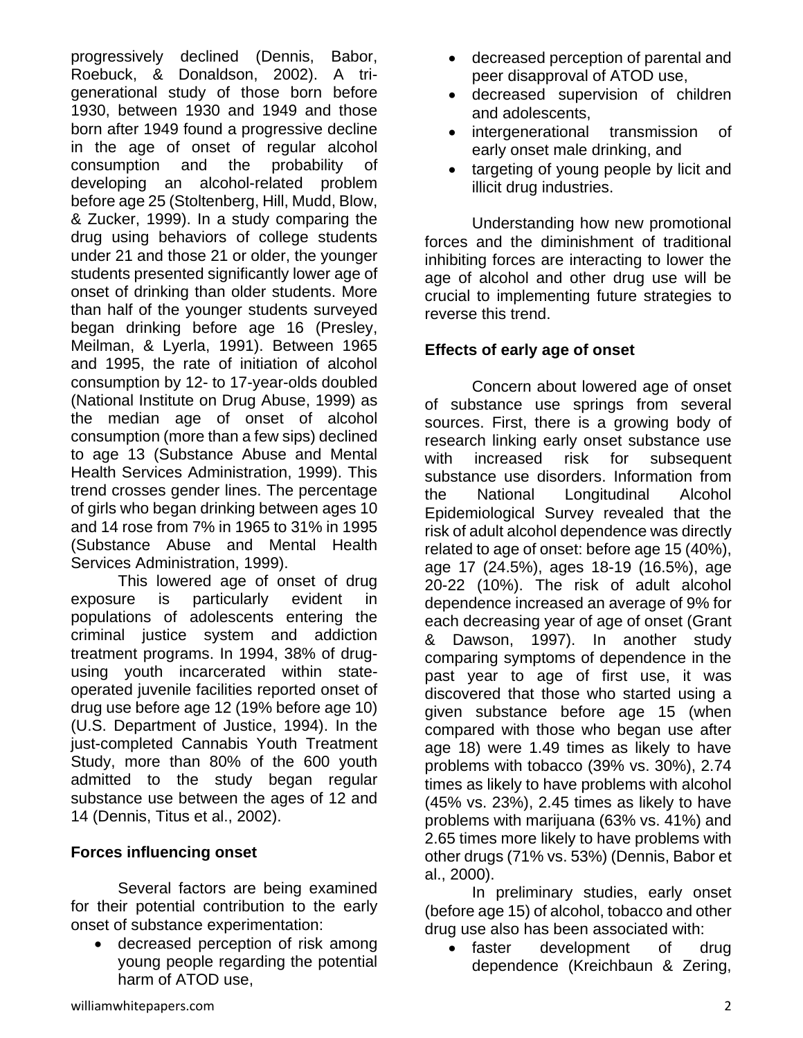progressively declined (Dennis, Babor, Roebuck, & Donaldson, 2002). A tri-generational study of those born before 1930, between 1930 and 1949 and those born after 1949 found a progressive decline in the age of onset of regular alcohol consumption and the probability of developing an alcohol-related problem before age 25 (Stoltenberg, Hill, Mudd, Blow, & Zucker, 1999). In a study comparing the drug using behaviors of college students under 21 and those 21 or older, the younger students presented significantly lower age of onset of drinking than older students. More than half of the younger students surveyed began drinking before age 16 (Presley, Meilman, & Lyerla, 1991). Between 1965 and 1995, the rate of initiation of alcohol consumption by 12- to 17-year-olds doubled (National Institute on Drug Abuse, 1999) as the median age of onset of alcohol consumption (more than a few sips) declined to age 13 (Substance Abuse and Mental Health Services Administration, 1999). This trend crosses gender lines. The percentage of girls who began drinking between ages 10 and 14 rose from 7% in 1965 to 31% in 1995 (Substance Abuse and Mental Health Services Administration, 1999).

This lowered age of onset of drug exposure is particularly evident in populations of adolescents entering the criminal justice system and addiction treatment programs. In 1994, 38% of drug-using youth incarcerated within state-operated juvenile facilities reported onset of drug use before age 12 (19% before age 10) (U.S. Department of Justice, 1994). In the just-completed Cannabis Youth Treatment Study, more than 80% of the 600 youth admitted to the study began regular substance use between the ages of 12 and 14 (Dennis, Titus et al., 2002).

**Forces influencing onset**

Several factors are being examined for their potential contribution to the early onset of substance experimentation:

- decreased perception of risk among young people regarding the potential harm of ATOD use,
- decreased perception of parental and peer disapproval of ATOD use,
- decreased supervision of children and adolescents,
- intergenerational transmission of early onset male drinking, and
- targeting of young people by licit and illicit drug industries.

Understanding how new promotional forces and the diminishment of traditional inhibiting forces are interacting to lower the age of alcohol and other drug use will be crucial to implementing future strategies to reverse this trend.

**Effects of early age of onset**

Concern about lowered age of onset of substance use springs from several sources. First, there is a growing body of research linking early onset substance use with increased risk for subsequent substance use disorders. Information from the National Longitudinal Alcohol Epidemiological Survey revealed that the risk of adult alcohol dependence was directly related to age of onset: before age 15 (40%), age 17 (24.5%), ages 18-19 (16.5%), age 20-22 (10%). The risk of adult alcohol dependence increased an average of 9% for each decreasing year of age of onset (Grant & Dawson, 1997). In another study comparing symptoms of dependence in the past year to age of first use, it was discovered that those who started using a given substance before age 15 (when compared with those who began use after age 18) were 1.49 times as likely to have problems with tobacco (39% vs. 30%), 2.74 times as likely to have problems with alcohol (45% vs. 23%), 2.45 times as likely to have problems with marijuana (63% vs. 41%) and 2.65 times more likely to have problems with other drugs (71% vs. 53%) (Dennis, Babor et al., 2000).

In preliminary studies, early onset (before age 15) of alcohol, tobacco and other drug use also has been associated with:

- faster development of drug dependence (Kreichbaun & Zering,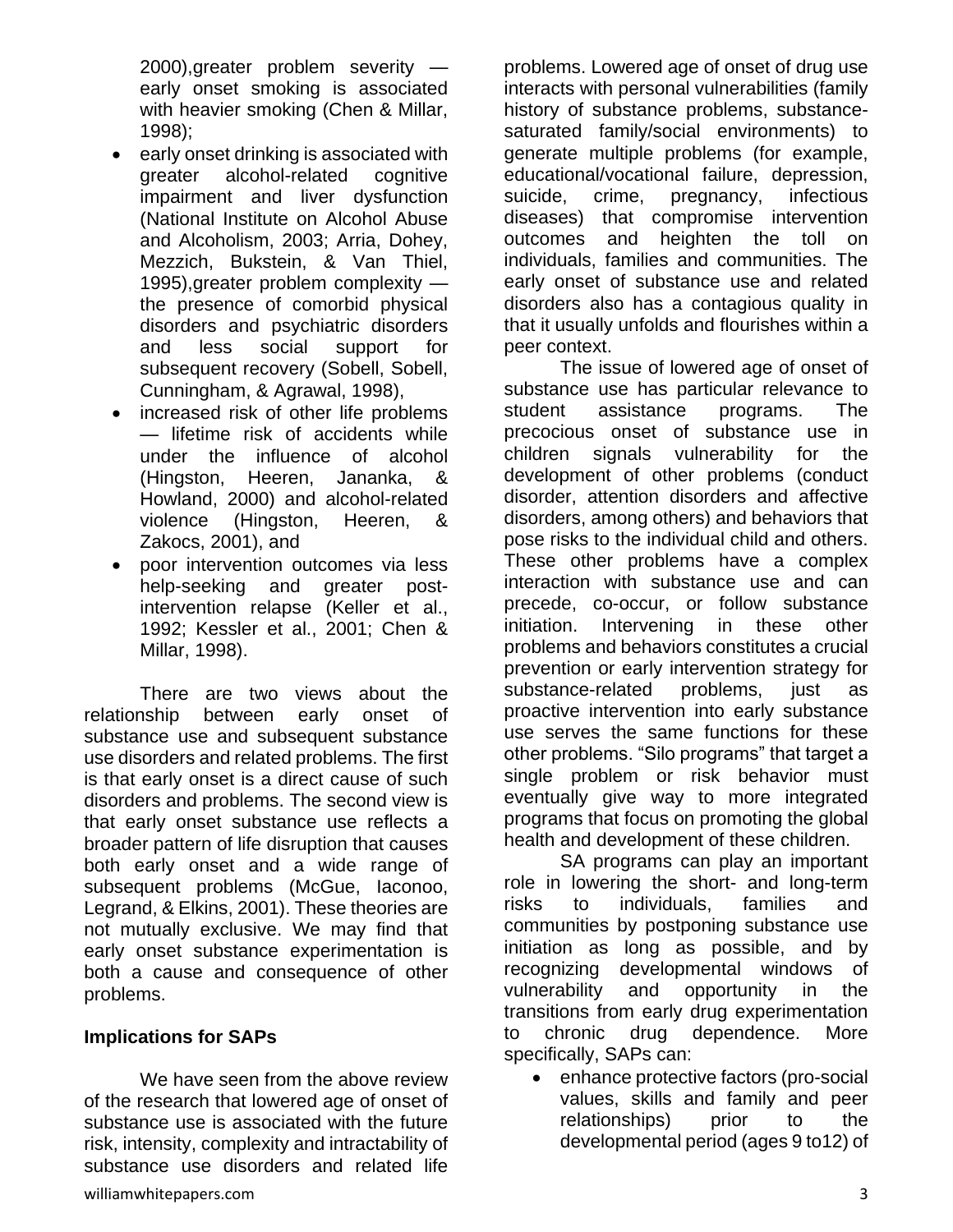2000),greater problem severity — early onset smoking is associated with heavier smoking (Chen & Millar, 1998);

- early onset drinking is associated with greater alcohol-related cognitive impairment and liver dysfunction (National Institute on Alcohol Abuse and Alcoholism, 2003; Arria, Dohey, Mezzich, Bukstein, & Van Thiel, 1995),greater problem complexity — the presence of comorbid physical disorders and psychiatric disorders and less social support for subsequent recovery (Sobell, Sobell, Cunningham, & Agrawal, 1998),
- increased risk of other life problems — lifetime risk of accidents while under the influence of alcohol (Hingston, Heeren, Jananka, & Howland, 2000) and alcohol-related violence (Hingston, Heeren, & Zakocs, 2001), and
- poor intervention outcomes via less help-seeking and greater post-intervention relapse (Keller et al., 1992; Kessler et al., 2001; Chen & Millar, 1998).

There are two views about the relationship between early onset of substance use and subsequent substance use disorders and related problems. The first is that early onset is a direct cause of such disorders and problems. The second view is that early onset substance use reflects a broader pattern of life disruption that causes both early onset and a wide range of subsequent problems (McGue, Iaconoo, Legrand, & Elkins, 2001). These theories are not mutually exclusive. We may find that early onset substance experimentation is both a cause and consequence of other problems.

**Implications for SAPs**

We have seen from the above review of the research that lowered age of onset of substance use is associated with the future risk, intensity, complexity and intractability of substance use disorders and related life problems. Lowered age of onset of drug use interacts with personal vulnerabilities (family history of substance problems, substance-saturated family/social environments) to generate multiple problems (for example, educational/vocational failure, depression, suicide, crime, pregnancy, infectious diseases) that compromise intervention outcomes and heighten the toll on individuals, families and communities. The early onset of substance use and related disorders also has a contagious quality in that it usually unfolds and flourishes within a peer context.

The issue of lowered age of onset of substance use has particular relevance to student assistance programs. The precocious onset of substance use in children signals vulnerability for the development of other problems (conduct disorder, attention disorders and affective disorders, among others) and behaviors that pose risks to the individual child and others. These other problems have a complex interaction with substance use and can precede, co-occur, or follow substance initiation. Intervening in these other problems and behaviors constitutes a crucial prevention or early intervention strategy for substance-related problems, just as proactive intervention into early substance use serves the same functions for these other problems. "Silo programs" that target a single problem or risk behavior must eventually give way to more integrated programs that focus on promoting the global health and development of these children.

SA programs can play an important role in lowering the short- and long-term risks to individuals, families and communities by postponing substance use initiation as long as possible, and by recognizing developmental windows of vulnerability and opportunity in the transitions from early drug experimentation to chronic drug dependence. More specifically, SAPs can:

- enhance protective factors (pro-social values, skills and family and peer relationships) prior to the developmental period (ages 9 to12) of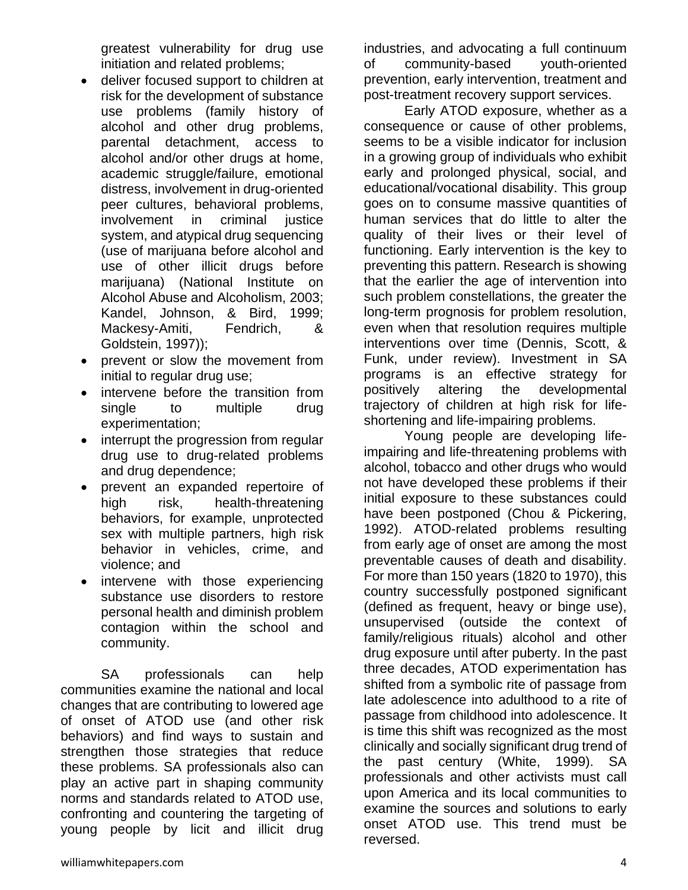greatest vulnerability for drug use initiation and related problems;

- deliver focused support to children at risk for the development of substance use problems (family history of alcohol and other drug problems, parental detachment, access to alcohol and/or other drugs at home, academic struggle/failure, emotional distress, involvement in drug-oriented peer cultures, behavioral problems, involvement in criminal justice system, and atypical drug sequencing (use of marijuana before alcohol and use of other illicit drugs before marijuana) (National Institute on Alcohol Abuse and Alcoholism, 2003; Kandel, Johnson, & Bird, 1999; Mackesy-Amiti, Fendrich, & Goldstein, 1997));
- prevent or slow the movement from initial to regular drug use;
- intervene before the transition from single to multiple drug experimentation;
- interrupt the progression from regular drug use to drug-related problems and drug dependence;
- prevent an expanded repertoire of high risk, health-threatening behaviors, for example, unprotected sex with multiple partners, high risk behavior in vehicles, crime, and violence; and
- intervene with those experiencing substance use disorders to restore personal health and diminish problem contagion within the school and community.

SA professionals can help communities examine the national and local changes that are contributing to lowered age of onset of ATOD use (and other risk behaviors) and find ways to sustain and strengthen those strategies that reduce these problems. SA professionals also can play an active part in shaping community norms and standards related to ATOD use, confronting and countering the targeting of young people by licit and illicit drug industries, and advocating a full continuum of community-based youth-oriented prevention, early intervention, treatment and post-treatment recovery support services.

Early ATOD exposure, whether as a consequence or cause of other problems, seems to be a visible indicator for inclusion in a growing group of individuals who exhibit early and prolonged physical, social, and educational/vocational disability. This group goes on to consume massive quantities of human services that do little to alter the quality of their lives or their level of functioning. Early intervention is the key to preventing this pattern. Research is showing that the earlier the age of intervention into such problem constellations, the greater the long-term prognosis for problem resolution, even when that resolution requires multiple interventions over time (Dennis, Scott, & Funk, under review). Investment in SA programs is an effective strategy for positively altering the developmental trajectory of children at high risk for life-shortening and life-impairing problems.

Young people are developing life-impairing and life-threatening problems with alcohol, tobacco and other drugs who would not have developed these problems if their initial exposure to these substances could have been postponed (Chou & Pickering, 1992). ATOD-related problems resulting from early age of onset are among the most preventable causes of death and disability. For more than 150 years (1820 to 1970), this country successfully postponed significant (defined as frequent, heavy or binge use), unsupervised (outside the context of family/religious rituals) alcohol and other drug exposure until after puberty. In the past three decades, ATOD experimentation has shifted from a symbolic rite of passage from late adolescence into adulthood to a rite of passage from childhood into adolescence. It is time this shift was recognized as the most clinically and socially significant drug trend of the past century (White, 1999). SA professionals and other activists must call upon America and its local communities to examine the sources and solutions to early onset ATOD use. This trend must be reversed.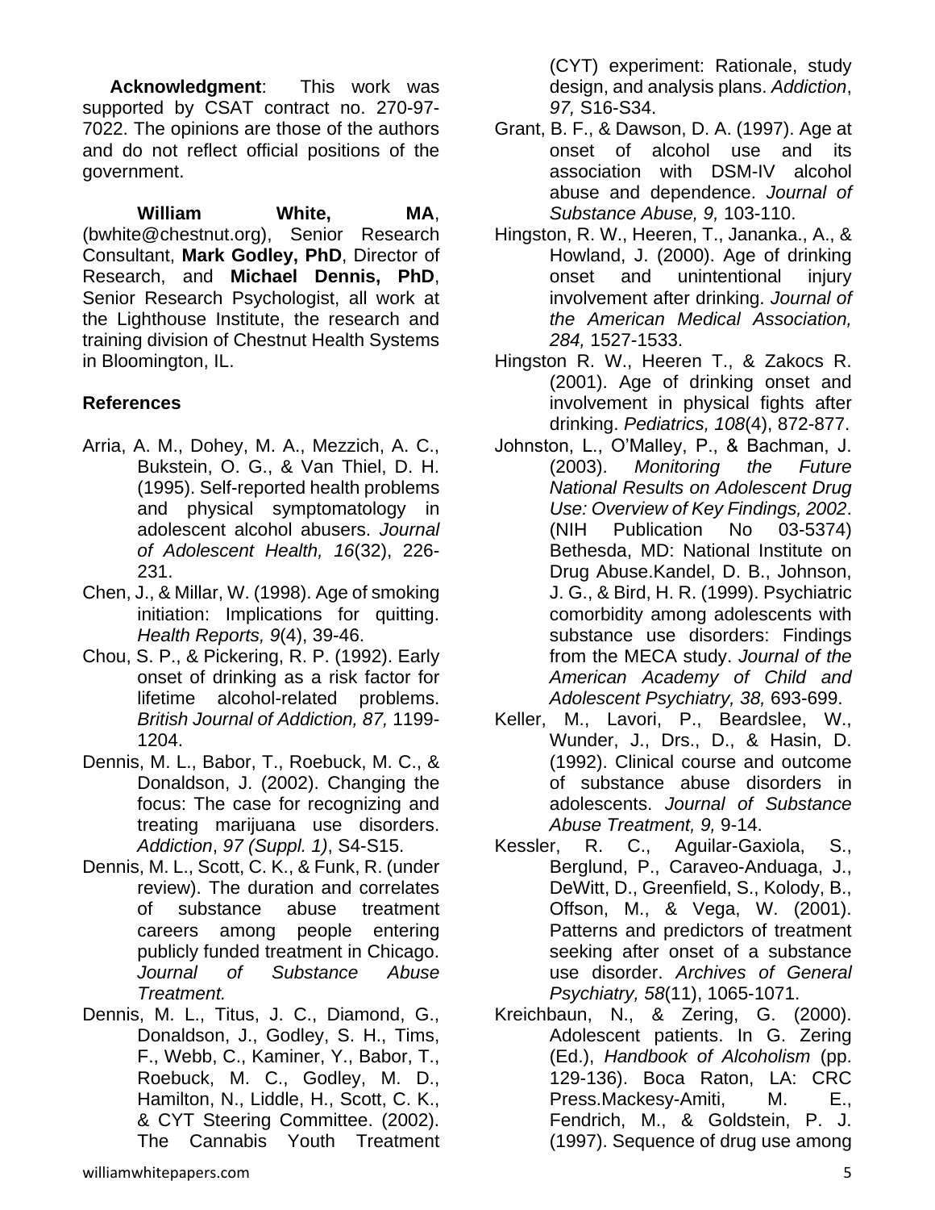**Acknowledgment**: This work was supported by CSAT contract no. 270-97-7022. The opinions are those of the authors and do not reflect official positions of the government.

**William White, MA**, (bwhite@chestnut.org), Senior Research Consultant, **Mark Godley, PhD**, Director of Research, and **Michael Dennis, PhD**, Senior Research Psychologist, all work at the Lighthouse Institute, the research and training division of Chestnut Health Systems in Bloomington, IL.

## References

Arria, A. M., Dohey, M. A., Mezzich, A. C., Bukstein, O. G., & Van Thiel, D. H. (1995). Self-reported health problems and physical symptomatology in adolescent alcohol abusers. *Journal of Adolescent Health, 16*(32), 226-231.

Chen, J., & Millar, W. (1998). Age of smoking initiation: Implications for quitting. *Health Reports, 9*(4), 39-46.

Chou, S. P., & Pickering, R. P. (1992). Early onset of drinking as a risk factor for lifetime alcohol-related problems. *British Journal of Addiction, 87,* 1199-1204.

Dennis, M. L., Babor, T., Roebuck, M. C., & Donaldson, J. (2002). Changing the focus: The case for recognizing and treating marijuana use disorders. *Addiction*, *97 (Suppl. 1)*, S4-S15.

Dennis, M. L., Scott, C. K., & Funk, R. (under review). The duration and correlates of substance abuse treatment careers among people entering publicly funded treatment in Chicago. *Journal of Substance Abuse Treatment.*

Dennis, M. L., Titus, J. C., Diamond, G., Donaldson, J., Godley, S. H., Tims, F., Webb, C., Kaminer, Y., Babor, T., Roebuck, M. C., Godley, M. D., Hamilton, N., Liddle, H., Scott, C. K., & CYT Steering Committee. (2002). The Cannabis Youth Treatment (CYT) experiment: Rationale, study design, and analysis plans. *Addiction*, *97,* S16-S34.

Grant, B. F., & Dawson, D. A. (1997). Age at onset of alcohol use and its association with DSM-IV alcohol abuse and dependence. *Journal of Substance Abuse, 9,* 103-110.

Hingston, R. W., Heeren, T., Jananka., A., & Howland, J. (2000). Age of drinking onset and unintentional injury involvement after drinking. *Journal of the American Medical Association, 284,* 1527-1533.

Hingston R. W., Heeren T., & Zakocs R. (2001). Age of drinking onset and involvement in physical fights after drinking. *Pediatrics, 108*(4), 872-877.

Johnston, L., O'Malley, P., & Bachman, J. (2003). *Monitoring the Future National Results on Adolescent Drug Use: Overview of Key Findings, 2002*. (NIH Publication No 03-5374) Bethesda, MD: National Institute on Drug Abuse.Kandel, D. B., Johnson, J. G., & Bird, H. R. (1999). Psychiatric comorbidity among adolescents with substance use disorders: Findings from the MECA study. *Journal of the American Academy of Child and Adolescent Psychiatry, 38,* 693-699.

Keller, M., Lavori, P., Beardslee, W., Wunder, J., Drs., D., & Hasin, D. (1992). Clinical course and outcome of substance abuse disorders in adolescents. *Journal of Substance Abuse Treatment, 9,* 9-14.

Kessler, R. C., Aguilar-Gaxiola, S., Berglund, P., Caraveo-Anduaga, J., DeWitt, D., Greenfield, S., Kolody, B., Offson, M., & Vega, W. (2001). Patterns and predictors of treatment seeking after onset of a substance use disorder. *Archives of General Psychiatry, 58*(11), 1065-1071.

Kreichbaun, N., & Zering, G. (2000). Adolescent patients. In G. Zering (Ed.), *Handbook of Alcoholism* (pp. 129-136). Boca Raton, LA: CRC Press.Mackesy-Amiti, M. E., Fendrich, M., & Goldstein, P. J. (1997). Sequence of drug use among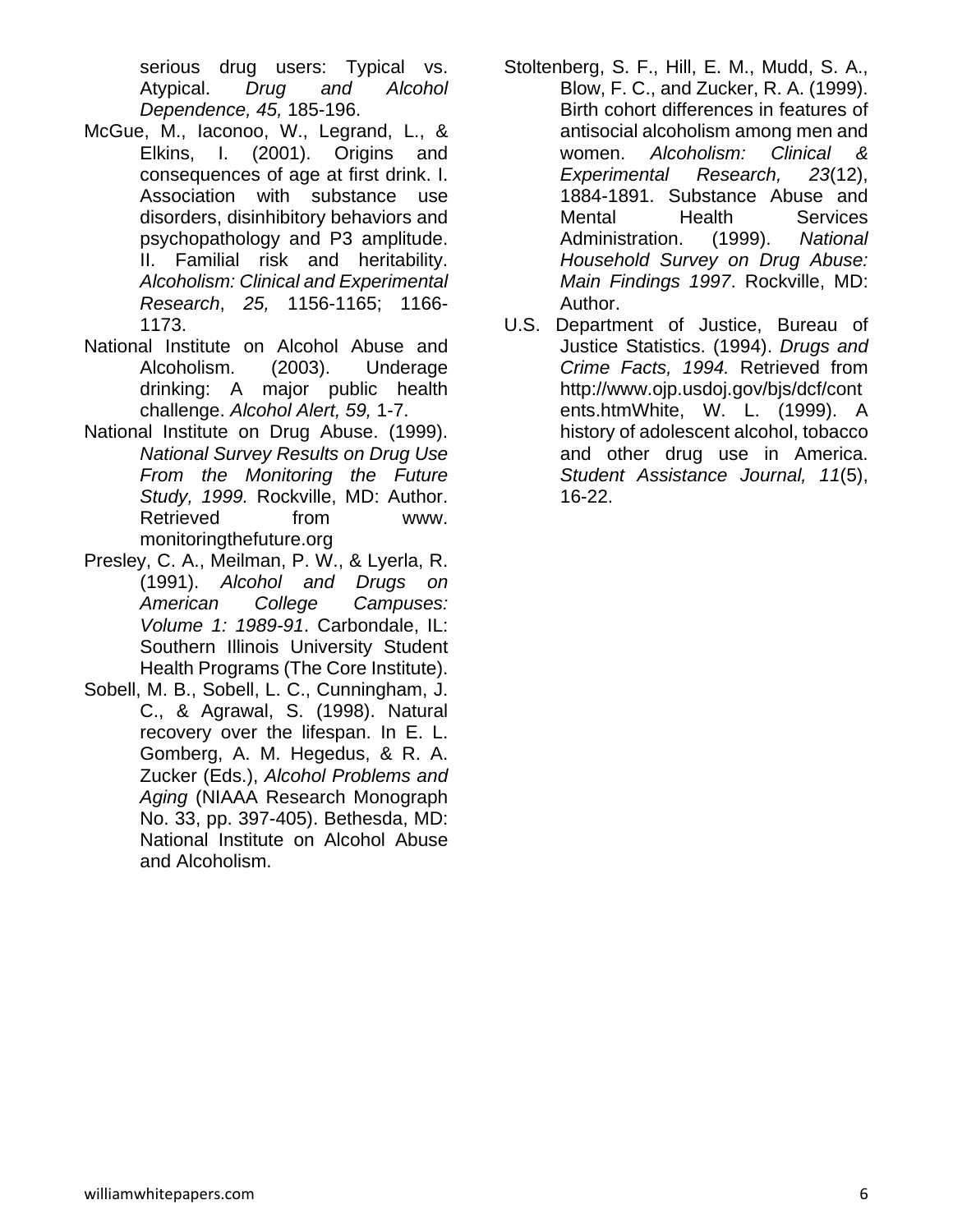serious drug users: Typical vs. Atypical. *Drug and Alcohol Dependence, 45,* 185-196.

McGue, M., Iaconoo, W., Legrand, L., & Elkins, I. (2001). Origins and consequences of age at first drink. I. Association with substance use disorders, disinhibitory behaviors and psychopathology and P3 amplitude. II. Familial risk and heritability. *Alcoholism: Clinical and Experimental Research*, *25,* 1156-1165; 1166-1173.

National Institute on Alcohol Abuse and Alcoholism. (2003). Underage drinking: A major public health challenge. *Alcohol Alert, 59,* 1-7.

National Institute on Drug Abuse. (1999). *National Survey Results on Drug Use From the Monitoring the Future Study, 1999.* Rockville, MD: Author. Retrieved from www. monitoringthefuture.org

Presley, C. A., Meilman, P. W., & Lyerla, R. (1991). *Alcohol and Drugs on American College Campuses: Volume 1: 1989-91*. Carbondale, IL: Southern Illinois University Student Health Programs (The Core Institute).

Sobell, M. B., Sobell, L. C., Cunningham, J. C., & Agrawal, S. (1998). Natural recovery over the lifespan. In E. L. Gomberg, A. M. Hegedus, & R. A. Zucker (Eds.), *Alcohol Problems and Aging* (NIAAA Research Monograph No. 33, pp. 397-405). Bethesda, MD: National Institute on Alcohol Abuse and Alcoholism.

Stoltenberg, S. F., Hill, E. M., Mudd, S. A., Blow, F. C., and Zucker, R. A. (1999). Birth cohort differences in features of antisocial alcoholism among men and women. *Alcoholism: Clinical & Experimental Research, 23*(12), 1884-1891. Substance Abuse and Mental Health Services Administration. (1999). *National Household Survey on Drug Abuse: Main Findings 1997*. Rockville, MD: Author.

U.S. Department of Justice, Bureau of Justice Statistics. (1994). *Drugs and Crime Facts, 1994.* Retrieved from http://www.ojp.usdoj.gov/bjs/dcf/contents.htmWhite, W. L. (1999). A history of adolescent alcohol, tobacco and other drug use in America. *Student Assistance Journal, 11*(5), 16-22.